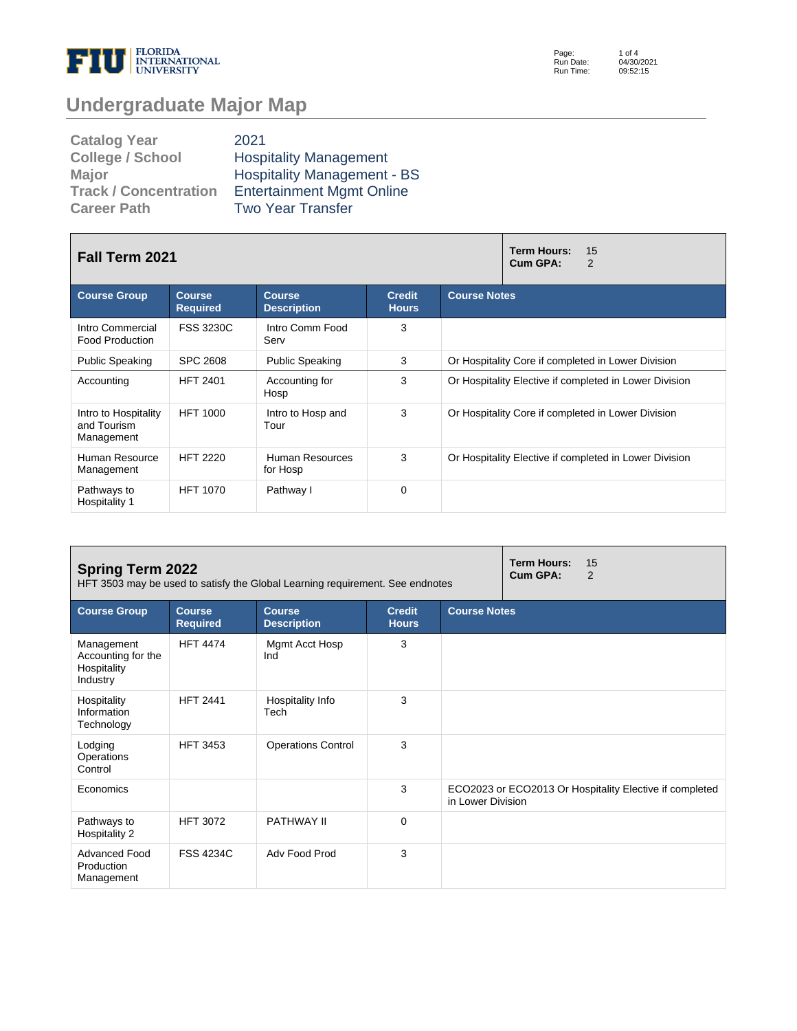# Undergraduate Major Map

| | |
|---|---|
| **Catalog Year** | 2021 |
| **College / School** | Hospitality Management |
| **Major** | Hospitality Management - BS |
| **Track / Concentration** | Entertainment Mgmt Online |
| **Career Path** | Two Year Transfer |

## Fall Term 2021

**Term Hours:** 15
**Cum GPA:** 2

| Course Group | Course Required | Course Description | Credit Hours | Course Notes |
|---|---|---|---|---|
| Intro Commercial Food Production | FSS 3230C | Intro Comm Food Serv | 3 | |
| Public Speaking | SPC 2608 | Public Speaking | 3 | Or Hospitality Core if completed in Lower Division |
| Accounting | HFT 2401 | Accounting for Hosp | 3 | Or Hospitality Elective if completed in Lower Division |
| Intro to Hospitality and Tourism Management | HFT 1000 | Intro to Hosp and Tour | 3 | Or Hospitality Core if completed in Lower Division |
| Human Resource Management | HFT 2220 | Human Resources for Hosp | 3 | Or Hospitality Elective if completed in Lower Division |
| Pathways to Hospitality 1 | HFT 1070 | Pathway I | 0 | |

## Spring Term 2022

HFT 3503 may be used to satisfy the Global Learning requirement. See endnotes

**Term Hours:** 15
**Cum GPA:** 2

| Course Group | Course Required | Course Description | Credit Hours | Course Notes |
|---|---|---|---|---|
| Management Accounting for the Hospitality Industry | HFT 4474 | Mgmt Acct Hosp Ind | 3 | |
| Hospitality Information Technology | HFT 2441 | Hospitality Info Tech | 3 | |
| Lodging Operations Control | HFT 3453 | Operations Control | 3 | |
| Economics | | | 3 | ECO2023 or ECO2013 Or Hospitality Elective if completed in Lower Division |
| Pathways to Hospitality 2 | HFT 3072 | PATHWAY II | 0 | |
| Advanced Food Production Management | FSS 4234C | Adv Food Prod | 3 | |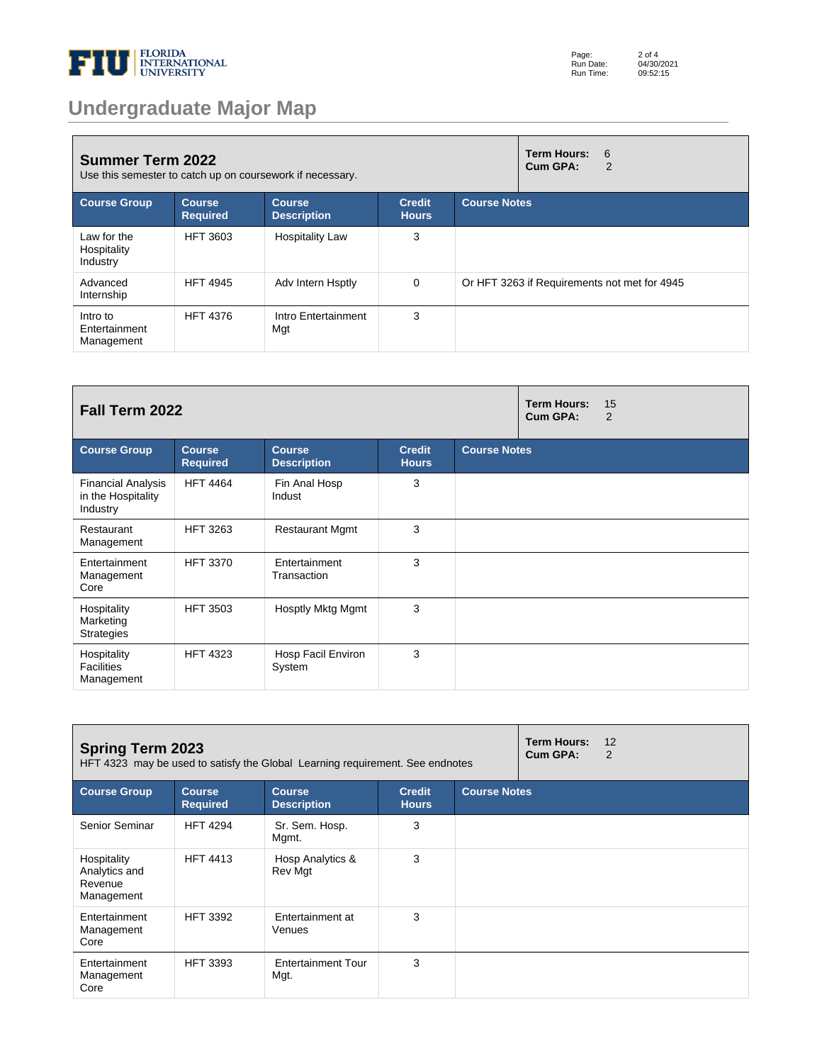# Undergraduate Major Map

## Summer Term 2022

Use this semester to catch up on coursework if necessary.

**Term Hours:** 6
**Cum GPA:** 2

| Course Group | Course Required | Course Description | Credit Hours | Course Notes |
|---|---|---|---|---|
| Law for the Hospitality Industry | HFT 3603 | Hospitality Law | 3 | |
| Advanced Internship | HFT 4945 | Adv Intern Hsptly | 0 | Or HFT 3263 if Requirements not met for 4945 |
| Intro to Entertainment Management | HFT 4376 | Intro Entertainment Mgt | 3 | |

## Fall Term 2022

**Term Hours:** 15
**Cum GPA:** 2

| Course Group | Course Required | Course Description | Credit Hours | Course Notes |
|---|---|---|---|---|
| Financial Analysis in the Hospitality Industry | HFT 4464 | Fin Anal Hosp Indust | 3 | |
| Restaurant Management | HFT 3263 | Restaurant Mgmt | 3 | |
| Entertainment Management Core | HFT 3370 | Entertainment Transaction | 3 | |
| Hospitality Marketing Strategies | HFT 3503 | Hosptly Mktg Mgmt | 3 | |
| Hospitality Facilities Management | HFT 4323 | Hosp Facil Environ System | 3 | |

## Spring Term 2023

HFT 4323 may be used to satisfy the Global Learning requirement. See endnotes

**Term Hours:** 12
**Cum GPA:** 2

| Course Group | Course Required | Course Description | Credit Hours | Course Notes |
|---|---|---|---|---|
| Senior Seminar | HFT 4294 | Sr. Sem. Hosp. Mgmt. | 3 | |
| Hospitality Analytics and Revenue Management | HFT 4413 | Hosp Analytics & Rev Mgt | 3 | |
| Entertainment Management Core | HFT 3392 | Entertainment at Venues | 3 | |
| Entertainment Management Core | HFT 3393 | Entertainment Tour Mgt. | 3 | |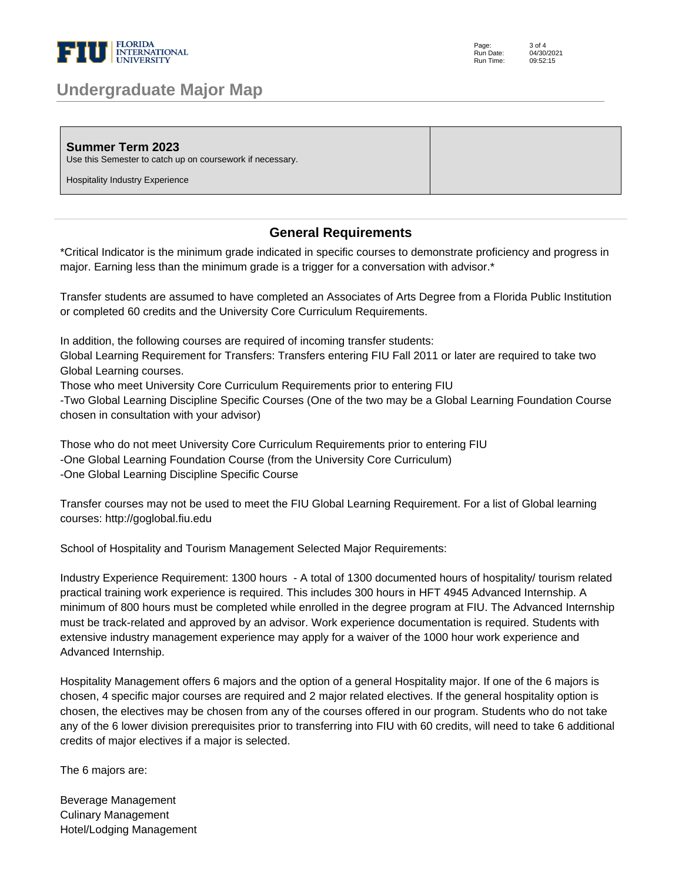## Undergraduate Major Map

| **Summer Term 2023**<br>Use this Semester to catch up on coursework if necessary.<br><br>Hospitality Industry Experience | |
|---|---|

### General Requirements

*Critical Indicator is the minimum grade indicated in specific courses to demonstrate proficiency and progress in major. Earning less than the minimum grade is a trigger for a conversation with advisor.*

Transfer students are assumed to have completed an Associates of Arts Degree from a Florida Public Institution or completed 60 credits and the University Core Curriculum Requirements.

In addition, the following courses are required of incoming transfer students:
Global Learning Requirement for Transfers: Transfers entering FIU Fall 2011 or later are required to take two Global Learning courses.
Those who meet University Core Curriculum Requirements prior to entering FIU
-Two Global Learning Discipline Specific Courses (One of the two may be a Global Learning Foundation Course chosen in consultation with your advisor)

Those who do not meet University Core Curriculum Requirements prior to entering FIU
-One Global Learning Foundation Course (from the University Core Curriculum)
-One Global Learning Discipline Specific Course

Transfer courses may not be used to meet the FIU Global Learning Requirement. For a list of Global learning courses: http://goglobal.fiu.edu

School of Hospitality and Tourism Management Selected Major Requirements:

Industry Experience Requirement: 1300 hours - A total of 1300 documented hours of hospitality/ tourism related practical training work experience is required. This includes 300 hours in HFT 4945 Advanced Internship. A minimum of 800 hours must be completed while enrolled in the degree program at FIU. The Advanced Internship must be track-related and approved by an advisor. Work experience documentation is required. Students with extensive industry management experience may apply for a waiver of the 1000 hour work experience and Advanced Internship.

Hospitality Management offers 6 majors and the option of a general Hospitality major. If one of the 6 majors is chosen, 4 specific major courses are required and 2 major related electives. If the general hospitality option is chosen, the electives may be chosen from any of the courses offered in our program. Students who do not take any of the 6 lower division prerequisites prior to transferring into FIU with 60 credits, will need to take 6 additional credits of major electives if a major is selected.

The 6 majors are:

Beverage Management
Culinary Management
Hotel/Lodging Management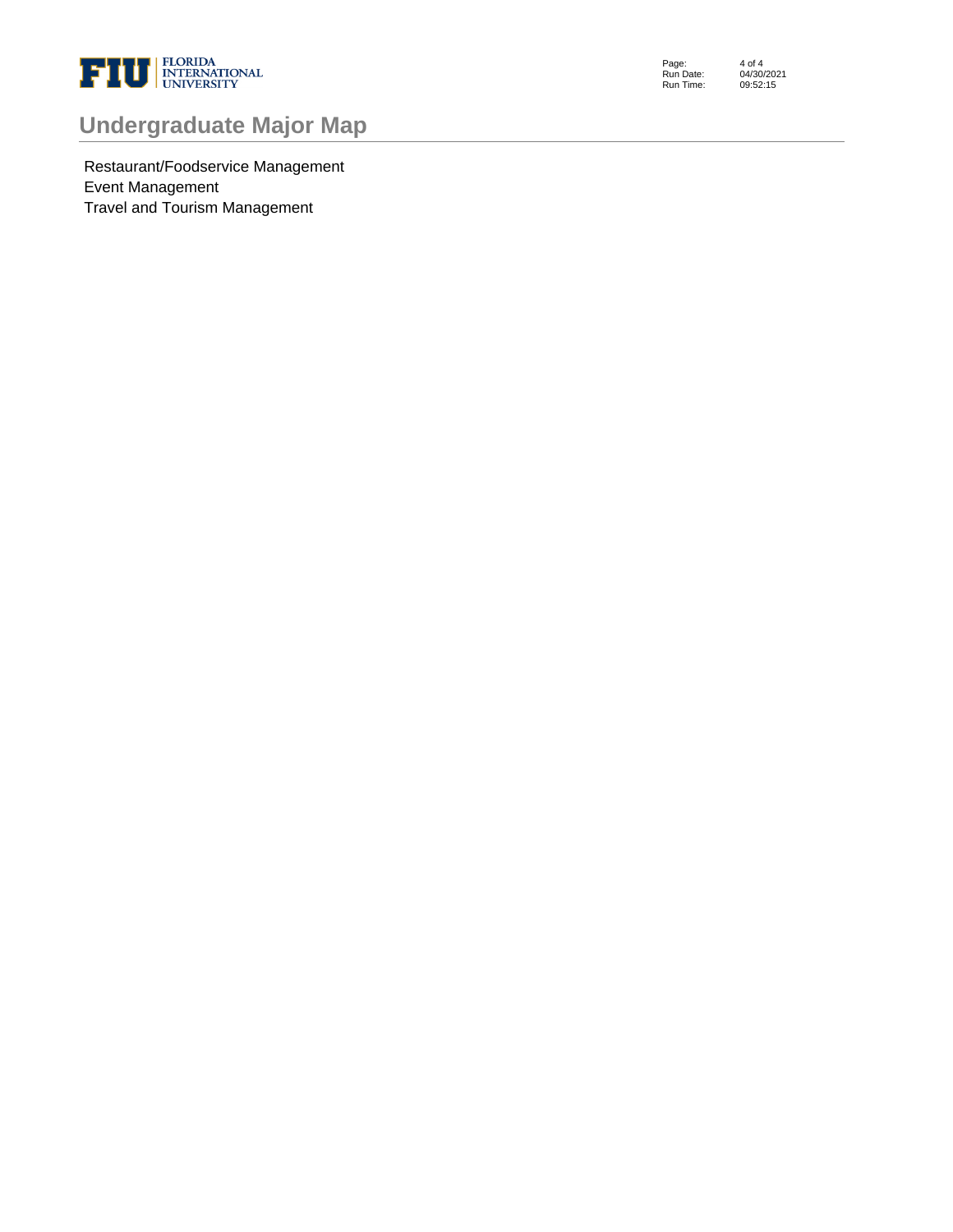# Undergraduate Major Map

Restaurant/Foodservice Management
Event Management
Travel and Tourism Management